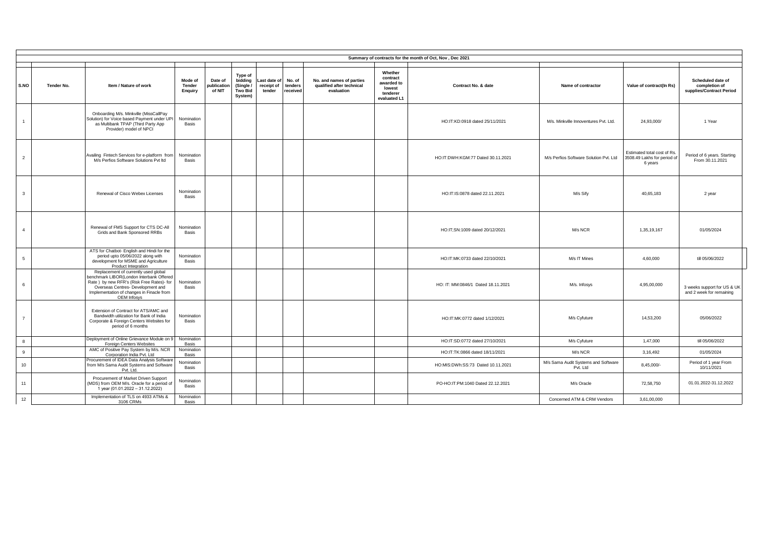| Summary of contracts for the month of Oct, Nov , Dec 2021 | | | | | | | | | | | | | |
|---|---|---|---|---|---|---|---|---|---|---|---|---|---|
| S.NO | Tender No. | Item / Nature of work | Mode of Tender Enquiry | Date of publication of NIT | Type of bidding (Single / Two Bid System) | Last date of receipt of tender | No. of tenders received | No. and names of parties qualified after technical evaluation | Whether contract awarded to lowest tenderer evaluated L1 | Contract No. & date | Name of contractor | Value of contract(In Rs) | Scheduled date of completion of supplies/Contract Period |
| 1 | | Onboarding M/s. Minkville (MissCallPay Solution) for Voice based Payment under UPI as Multibank TPAP (Third Party App Provider) model of NPCI | Nomination Basis | | | | | | | HO:IT:KD:0918 dated 25/11/2021 | M/s. Minkville Innoventures Pvt. Ltd. | 24,93,000/ | 1 Year |
| 2 | | Availing Fintech Services for e-platform from M/s Perfios Software Solutions Pvt ltd | Nomination Basis | | | | | | | HO:IT:DWH:KGM:77 Dated 30.11.2021 | M/s Perfios Software Solution Pvt. Ltd | Estimated total cost of Rs. 3508.49 Lakhs for period of 6 years | Period of 6 years. Starting From 30.11.2021 |
| 3 | | Renewal of Cisco Webex Licenses | Nomination Basis | | | | | | | HO:IT:IS:0878 dated 22.11.2021 | M/s Sify | 40,65,183 | 2 year |
| 4 | | Renewal of FMS Support for CTS DC-All Grids and Bank Sponsored RRBs | Nomination Basis | | | | | | | HO:IT;SN:1009 dated 20/12/2021 | M/s NCR | 1,35,19,167 | 01/05/2024 |
| 5 | | ATS for Chatbot- English and Hindi for the period upto 05/06/2022 along with development for MSME and Agriculture Product Integration | Nomination Basis | | | | | | | HO:IT:MK:0733 dated 22/10/2021 | M/s IT Mines | 4,60,000 | till 05/06/2022 |
| 6 | | Replacement of currently used global benchmark LIBOR(London Interbank Offered Rate ) by new RFR's (Risk Free Rates)- for Overseas Centres- Development and Implementation of changes in Finacle from OEM Infosys | Nomination Basis | | | | | | | HO: IT: MM:0846/1 Dated 18.11.2021 | M/s. Infosys | 4,95,00,000 | 3 weeks support for US & UK and 2 week for remaining |
| 7 | | Extension of Contract for ATS/AMC and Bandwidth utilization for Bank of India Corporate & Foreign Centers Websites for period of 6 months | Nomination Basis | | | | | | | HO:IT:MK:0772 dated 1/12/2021 | M/s Cyfuture | 14,53,200 | 05/06/2022 |
| 8 | | Deployment of Online Grievance Module on 9 Foreign Centers Websites | Nomination Basis | | | | | | | HO:IT:SD:0772 dated 27/10/2021 | M/s Cyfuture | 1,47,000 | till 05/06/2022 |
| 9 | | AMC of Positive Pay System by M/s. NCR Corporation India Pvt. Ltd | Nomination Basis | | | | | | | HO:IT:TK:0866 dated 18/11/2021 | M/s NCR | 3,16,492 | 01/05/2024 |
| 10 | | Procurement of IDEA Data Analysis Software from M/s Sama Audit Systems and Software Pvt. Ltd. | Nomination Basis | | | | | | | HO:MIS:DWh:SS:73 Dated 10.11.2021 | M/s Sama Audit Systems and Software Pvt. Ltd | 8,45,000/- | Period of 1 year From 10/11/2021 |
| 11 | | Procurement of Market Driven Support (MDS) from OEM M/s. Oracle for a period of 1 year (01.01.2022 – 31.12.2022) | Nomination Basis | | | | | | | PO-HO:IT:PM:1040 Dated 22.12.2021 | M/s Oracle | 72,58,750 | 01.01.2022-31.12.2022 |
| 12 | | Implementation of TLS on 4933 ATMs & 3106 CRMs | Nomination Basis | | | | | | | | Concerned ATM & CRM Vendors | 3,61,00,000 | |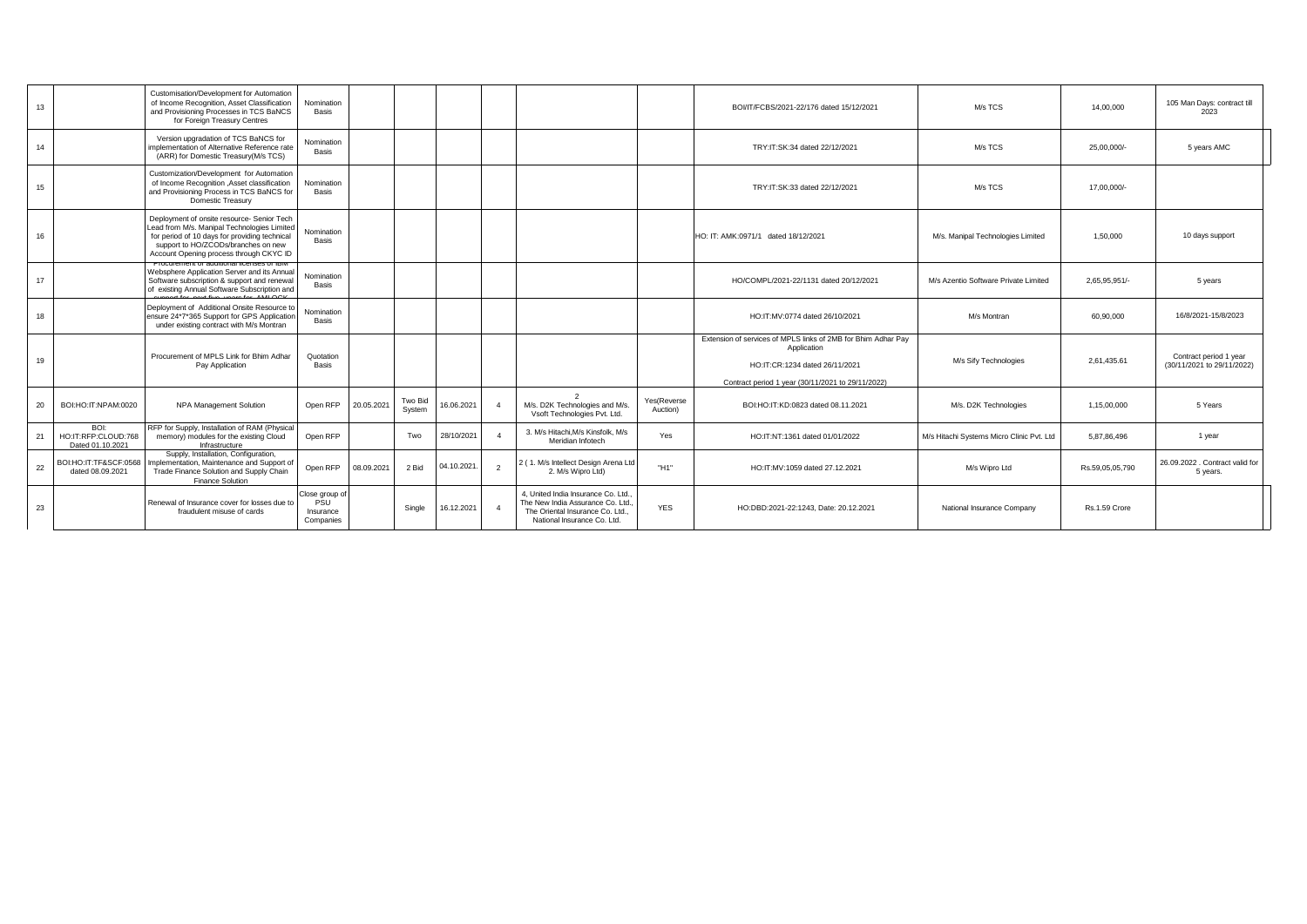| | | | | | | | | | | | | | |
|---|---|---|---|---|---|---|---|---|---|---|---|---|---|
| 13 | | Customisation/Development for Automation of Income Recognition, Asset Classification and Provisioning Processes in TCS BaNCS for Foreign Treasury Centres | Nomination Basis | | | | | | | BOI/IT/FCBS/2021-22/176 dated 15/12/2021 | M/s TCS | 14,00,000 | 105 Man Days: contract till 2023 |
| 14 | | Version upgradation of TCS BaNCS for implementation of Alternative Reference rate (ARR) for Domestic Treasury(M/s TCS) | Nomination Basis | | | | | | | TRY:IT:SK:34 dated 22/12/2021 | M/s TCS | 25,00,000/- | 5 years AMC |
| 15 | | Customization/Development for Automation of Income Recognition ,Asset classification and Provisioning Process in TCS BaNCS for Domestic Treasury | Nomination Basis | | | | | | | TRY:IT:SK:33 dated 22/12/2021 | M/s TCS | 17,00,000/- | |
| 16 | | Deployment of onsite resource- Senior Tech Lead from M/s. Manipal Technologies Limited for period of 10 days for providing technical support to HO/ZCODs/branches on new Account Opening process through CKYC ID | Nomination Basis | | | | | | | HO: IT: AMK:0971/1 dated 18/12/2021 | M/s. Manipal Technologies Limited | 1,50,000 | 10 days support |
| 17 | | Procurement of additional licenses of IBM Websphere Application Server and its Annual Software subscription & support and renewal of existing Annual Software Subscription and support for next five years for AMLOCK | Nomination Basis | | | | | | | HO/COMPL/2021-22/1131 dated 20/12/2021 | M/s Azentio Software Private Limited | 2,65,95,951/- | 5 years |
| 18 | | Deployment of Additional Onsite Resource to ensure 24*7*365 Support for GPS Application under existing contract with M/s Montran | Nomination Basis | | | | | | | HO:IT:MV:0774 dated 26/10/2021 | M/s Montran | 60,90,000 | 16/8/2021-15/8/2023 |
| 19 | | Procurement of MPLS Link for Bhim Adhar Pay Application | Quotation Basis | | | | | | | Extension of services of MPLS links of 2MB for Bhim Adhar Pay Application<br>HO:IT:CR:1234 dated 26/11/2021<br>Contract period 1 year (30/11/2021 to 29/11/2022) | M/s Sify Technologies | 2,61,435.61 | Contract period 1 year (30/11/2021 to 29/11/2022) |
| 20 | BOI:HO:IT:NPAM:0020 | NPA Management Solution | Open RFP | 20.05.2021 | Two Bid System | 16.06.2021 | 4 | 2<br>M/s. D2K Technologies and M/s. Vsoft Technologies Pvt. Ltd. | Yes(Reverse Auction) | BOI:HO:IT:KD:0823 dated 08.11.2021 | M/s. D2K Technologies | 1,15,00,000 | 5 Years |
| 21 | BOI: HO:IT:RFP:CLOUD:768 Dated 01.10.2021 | RFP for Supply, Installation of RAM (Physical memory) modules for the existing Cloud Infrastructure | Open RFP | | Two | 28/10/2021 | 4 | 3. M/s Hitachi,M/s Kinsfolk, M/s Meridian Infotech | Yes | HO:IT:NT:1361 dated 01/01/2022 | M/s Hitachi Systems Micro Clinic Pvt. Ltd | 5,87,86,496 | 1 year |
| 22 | BOI:HO:IT:TF&SCF:0568 dated 08.09.2021 | Supply, Installation, Configuration, Implementation, Maintenance and Support of Trade Finance Solution and Supply Chain Finance Solution | Open RFP | 08.09.2021 | 2 Bid | 04.10.2021. | 2 | 2 ( 1. M/s Intellect Design Arena Ltd 2. M/s Wipro Ltd) | "H1" | HO:IT:MV:1059 dated 27.12.2021 | M/s Wipro Ltd | Rs.59,05,05,790 | 26.09.2022 . Contract valid for 5 years. |
| 23 | | Renewal of Insurance cover for losses due to fraudulent misuse of cards | Close group of PSU Insurance Companies | | Single | 16.12.2021 | 4 | 4, United India Insurance Co. Ltd., The New India Assurance Co. Ltd., The Oriental Insurance Co. Ltd., National Insurance Co. Ltd. | YES | HO:DBD:2021-22:1243, Date: 20.12.2021 | National Insurance Company | Rs.1.59 Crore | |